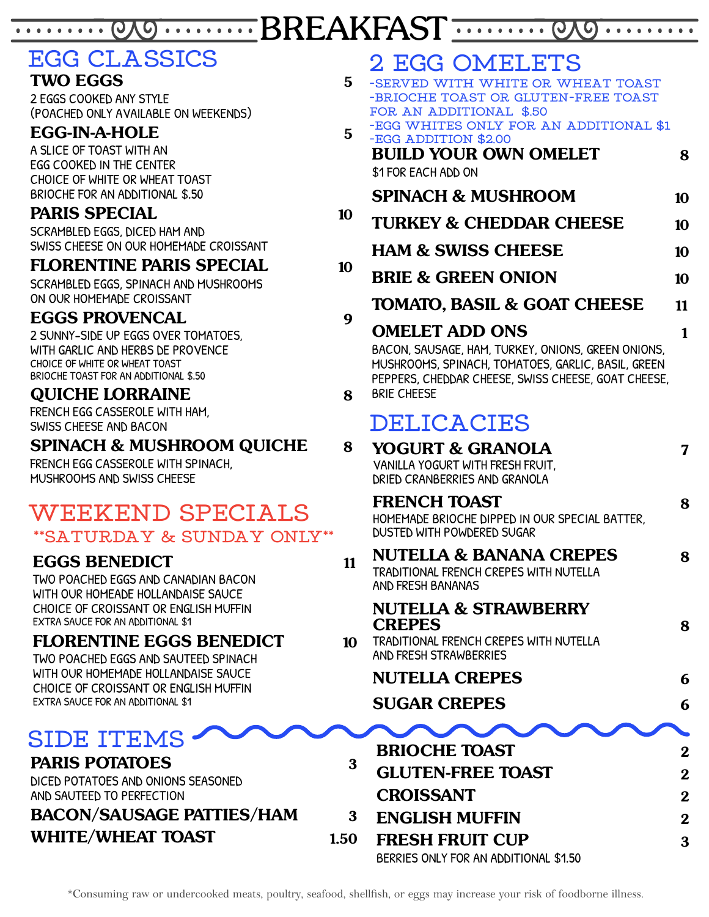# BREAKFAST

## EGG CLASSICS

**TWO EGGS** 5
2 EGGS COOKED ANY STYLE
(POACHED ONLY AVAILABLE ON WEEKENDS)

**EGG-IN-A-HOLE** 5
A SLICE OF TOAST WITH AN
EGG COOKED IN THE CENTER
CHOICE OF WHITE OR WHEAT TOAST
BRIOCHE FOR AN ADDITIONAL $.50

**PARIS SPECIAL** 10
SCRAMBLED EGGS, DICED HAM AND
SWISS CHEESE ON OUR HOMEMADE CROISSANT

**FLORENTINE PARIS SPECIAL** 10
SCRAMBLED EGGS, SPINACH AND MUSHROOMS
ON OUR HOMEMADE CROISSANT

**EGGS PROVENCAL** 9
2 SUNNY-SIDE UP EGGS OVER TOMATOES,
WITH GARLIC AND HERBS DE PROVENCE
CHOICE OF WHITE OR WHEAT TOAST
BRIOCHE TOAST FOR AN ADDITIONAL $.50

**QUICHE LORRAINE** 8
FRENCH EGG CASSEROLE WITH HAM,
SWISS CHEESE AND BACON

**SPINACH & MUSHROOM QUICHE** 8
FRENCH EGG CASSEROLE WITH SPINACH,
MUSHROOMS AND SWISS CHEESE

## WEEKEND SPECIALS

**SATURDAY & SUNDAY ONLY**

**EGGS BENEDICT** 11
TWO POACHED EGGS AND CANADIAN BACON
WITH OUR HOMEADE HOLLANDAISE SAUCE
CHOICE OF CROISSANT OR ENGLISH MUFFIN
EXTRA SAUCE FOR AN ADDITIONAL $1

**FLORENTINE EGGS BENEDICT** 10
TWO POACHED EGGS AND SAUTEED SPINACH
WITH OUR HOMEMADE HOLLANDAISE SAUCE
CHOICE OF CROISSANT OR ENGLISH MUFFIN
EXTRA SAUCE FOR AN ADDITIONAL $1

## 2 EGG OMELETS

-SERVED WITH WHITE OR WHEAT TOAST
-BRIOCHE TOAST OR GLUTEN-FREE TOAST FOR AN ADDITIONAL $.50
-EGG WHITES ONLY FOR AN ADDITIONAL $1
-EGG ADDITION $2.00

**BUILD YOUR OWN OMELET** 8
$1 FOR EACH ADD ON

**SPINACH & MUSHROOM** 10

**TURKEY & CHEDDAR CHEESE** 10

**HAM & SWISS CHEESE** 10

**BRIE & GREEN ONION** 10

**TOMATO, BASIL & GOAT CHEESE** 11

**OMELET ADD ONS** 1
BACON, SAUSAGE, HAM, TURKEY, ONIONS, GREEN ONIONS, MUSHROOMS, SPINACH, TOMATOES, GARLIC, BASIL, GREEN PEPPERS, CHEDDAR CHEESE, SWISS CHEESE, GOAT CHEESE, BRIE CHEESE

## DELICACIES

**YOGURT & GRANOLA** 7
VANILLA YOGURT WITH FRESH FRUIT,
DRIED CRANBERRIES AND GRANOLA

**FRENCH TOAST** 8
HOMEMADE BRIOCHE DIPPED IN OUR SPECIAL BATTER,
DUSTED WITH POWDERED SUGAR

**NUTELLA & BANANA CREPES** 8
TRADITIONAL FRENCH CREPES WITH NUTELLA
AND FRESH BANANAS

**NUTELLA & STRAWBERRY CREPES** 8
TRADITIONAL FRENCH CREPES WITH NUTELLA
AND FRESH STRAWBERRIES

**NUTELLA CREPES** 6

**SUGAR CREPES** 6

## SIDE ITEMS

**PARIS POTATOES** 3
DICED POTATOES AND ONIONS SEASONED
AND SAUTEED TO PERFECTION

**BACON/SAUSAGE PATTIES/HAM** 3

**WHITE/WHEAT TOAST** 1.50

**BRIOCHE TOAST** 2

**GLUTEN-FREE TOAST** 2

**CROISSANT** 2

**ENGLISH MUFFIN** 2

**FRESH FRUIT CUP** 3
BERRIES ONLY FOR AN ADDITIONAL $1.50

*Consuming raw or undercooked meats, poultry, seafood, shellfish, or eggs may increase your risk of foodborne illness.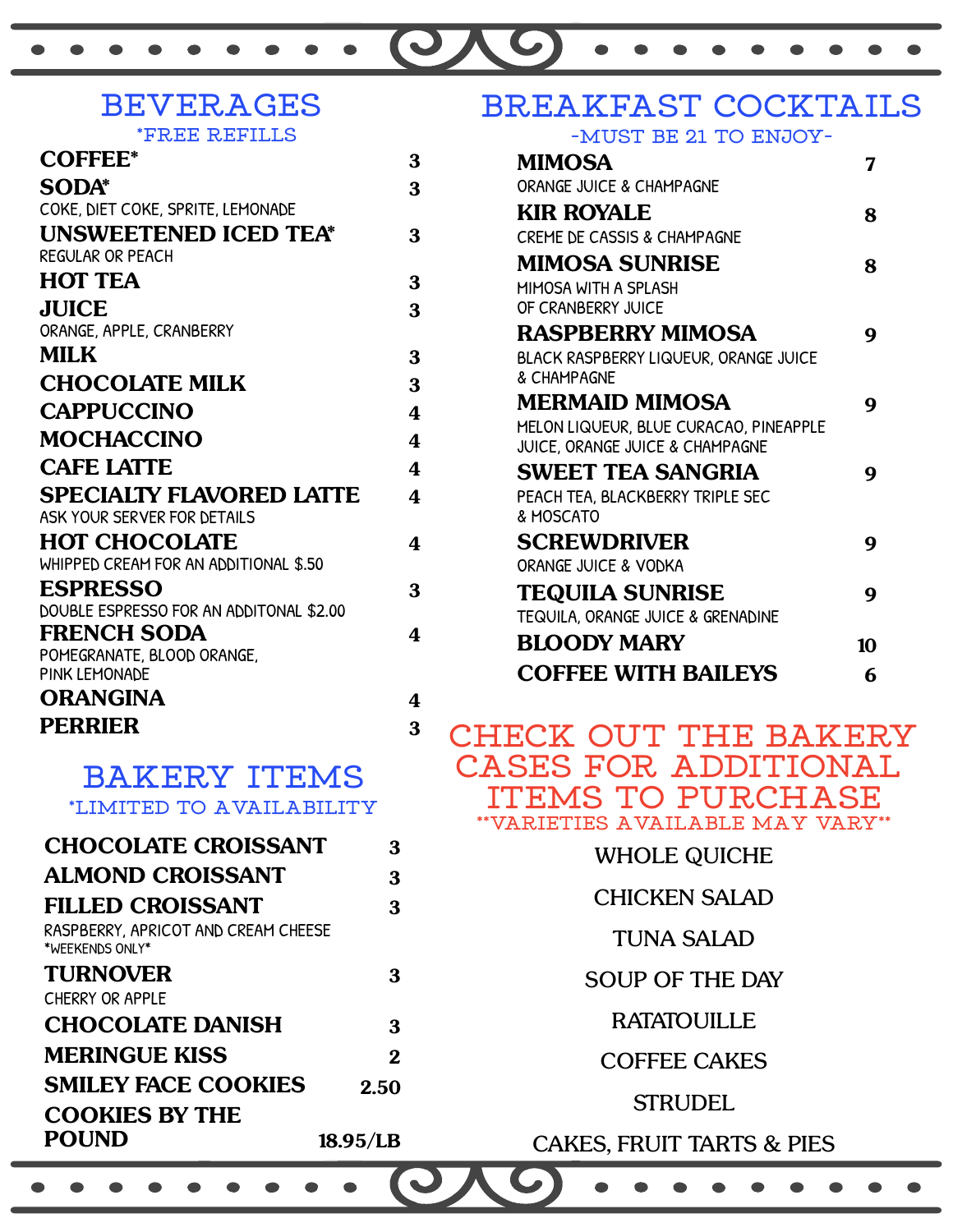## BEVERAGES

*FREE REFILLS

**COFFEE*** 3

**SODA*** 3
COKE, DIET COKE, SPRITE, LEMONADE

**UNSWEETENED ICED TEA*** 3
REGULAR OR PEACH

**HOT TEA** 3

**JUICE** 3
ORANGE, APPLE, CRANBERRY

**MILK** 3

**CHOCOLATE MILK** 3

**CAPPUCCINO** 4

**MOCHACCINO** 4

**CAFE LATTE** 4

**SPECIALTY FLAVORED LATTE** 4
ASK YOUR SERVER FOR DETAILS

**HOT CHOCOLATE** 4
WHIPPED CREAM FOR AN ADDITIONAL $.50

**ESPRESSO** 3
DOUBLE ESPRESSO FOR AN ADDITONAL $2.00

**FRENCH SODA** 4
POMEGRANATE, BLOOD ORANGE,
PINK LEMONADE

**ORANGINA** 4

**PERRIER** 3

## BAKERY ITEMS

*LIMITED TO AVAILABILITY

**CHOCOLATE CROISSANT** 3

**ALMOND CROISSANT** 3

**FILLED CROISSANT** 3
RASPBERRY, APRICOT AND CREAM CHEESE
*WEEKENDS ONLY*

**TURNOVER** 3
CHERRY OR APPLE

**CHOCOLATE DANISH** 3

**MERINGUE KISS** 2

**SMILEY FACE COOKIES** 2.50

**COOKIES BY THE POUND** 18.95/LB

## BREAKFAST COCKTAILS

-MUST BE 21 TO ENJOY-

**MIMOSA** 7
ORANGE JUICE & CHAMPAGNE

**KIR ROYALE** 8
CREME DE CASSIS & CHAMPAGNE

**MIMOSA SUNRISE** 8
MIMOSA WITH A SPLASH
OF CRANBERRY JUICE

**RASPBERRY MIMOSA** 9
BLACK RASPBERRY LIQUEUR, ORANGE JUICE
& CHAMPAGNE

**MERMAID MIMOSA** 9
MELON LIQUEUR, BLUE CURACAO, PINEAPPLE
JUICE, ORANGE JUICE & CHAMPAGNE

**SWEET TEA SANGRIA** 9
PEACH TEA, BLACKBERRY TRIPLE SEC
& MOSCATO

**SCREWDRIVER** 9
ORANGE JUICE & VODKA

**TEQUILA SUNRISE** 9
TEQUILA, ORANGE JUICE & GRENADINE

**BLOODY MARY** 10

**COFFEE WITH BAILEYS** 6

## CHECK OUT THE BAKERY CASES FOR ADDITIONAL ITEMS TO PURCHASE

**VARIETIES AVAILABLE MAY VARY**

WHOLE QUICHE

CHICKEN SALAD

TUNA SALAD

SOUP OF THE DAY

RATATOUILLE

COFFEE CAKES

STRUDEL

CAKES, FRUIT TARTS & PIES